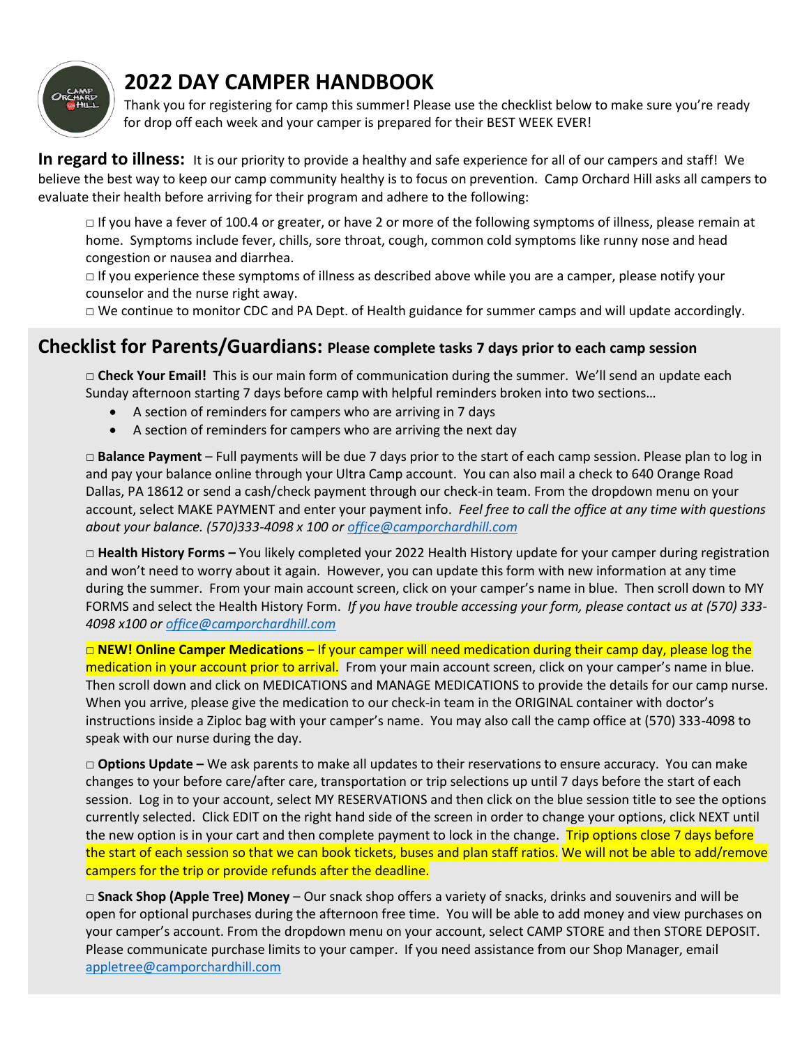# 2022 DAY CAMPER HANDBOOK

Thank you for registering for camp this summer! Please use the checklist below to make sure you're ready for drop off each week and your camper is prepared for their BEST WEEK EVER!

**In regard to illness:** It is our priority to provide a healthy and safe experience for all of our campers and staff! We believe the best way to keep our camp community healthy is to focus on prevention. Camp Orchard Hill asks all campers to evaluate their health before arriving for their program and adhere to the following:

□ If you have a fever of 100.4 or greater, or have 2 or more of the following symptoms of illness, please remain at home. Symptoms include fever, chills, sore throat, cough, common cold symptoms like runny nose and head congestion or nausea and diarrhea.

□ If you experience these symptoms of illness as described above while you are a camper, please notify your counselor and the nurse right away.

□ We continue to monitor CDC and PA Dept. of Health guidance for summer camps and will update accordingly.

## Checklist for Parents/Guardians: Please complete tasks 7 days prior to each camp session

□ **Check Your Email!** This is our main form of communication during the summer. We'll send an update each Sunday afternoon starting 7 days before camp with helpful reminders broken into two sections…

- A section of reminders for campers who are arriving in 7 days
- A section of reminders for campers who are arriving the next day

□ **Balance Payment** – Full payments will be due 7 days prior to the start of each camp session. Please plan to log in and pay your balance online through your Ultra Camp account. You can also mail a check to 640 Orange Road Dallas, PA 18612 or send a cash/check payment through our check-in team. From the dropdown menu on your account, select MAKE PAYMENT and enter your payment info. *Feel free to call the office at any time with questions about your balance. (570)333-4098 x 100 or office@camporchardhill.com*

□ **Health History Forms –** You likely completed your 2022 Health History update for your camper during registration and won't need to worry about it again. However, you can update this form with new information at any time during the summer. From your main account screen, click on your camper's name in blue. Then scroll down to MY FORMS and select the Health History Form. *If you have trouble accessing your form, please contact us at (570) 333-4098 x100 or office@camporchardhill.com*

□ **NEW! Online Camper Medications** – If your camper will need medication during their camp day, please log the medication in your account prior to arrival. From your main account screen, click on your camper's name in blue. Then scroll down and click on MEDICATIONS and MANAGE MEDICATIONS to provide the details for our camp nurse. When you arrive, please give the medication to our check-in team in the ORIGINAL container with doctor's instructions inside a Ziploc bag with your camper's name. You may also call the camp office at (570) 333-4098 to speak with our nurse during the day.

□ **Options Update –** We ask parents to make all updates to their reservations to ensure accuracy. You can make changes to your before care/after care, transportation or trip selections up until 7 days before the start of each session. Log in to your account, select MY RESERVATIONS and then click on the blue session title to see the options currently selected. Click EDIT on the right hand side of the screen in order to change your options, click NEXT until the new option is in your cart and then complete payment to lock in the change. Trip options close 7 days before the start of each session so that we can book tickets, buses and plan staff ratios. We will not be able to add/remove campers for the trip or provide refunds after the deadline.

□ **Snack Shop (Apple Tree) Money** – Our snack shop offers a variety of snacks, drinks and souvenirs and will be open for optional purchases during the afternoon free time. You will be able to add money and view purchases on your camper's account. From the dropdown menu on your account, select CAMP STORE and then STORE DEPOSIT. Please communicate purchase limits to your camper. If you need assistance from our Shop Manager, email appletree@camporchardhill.com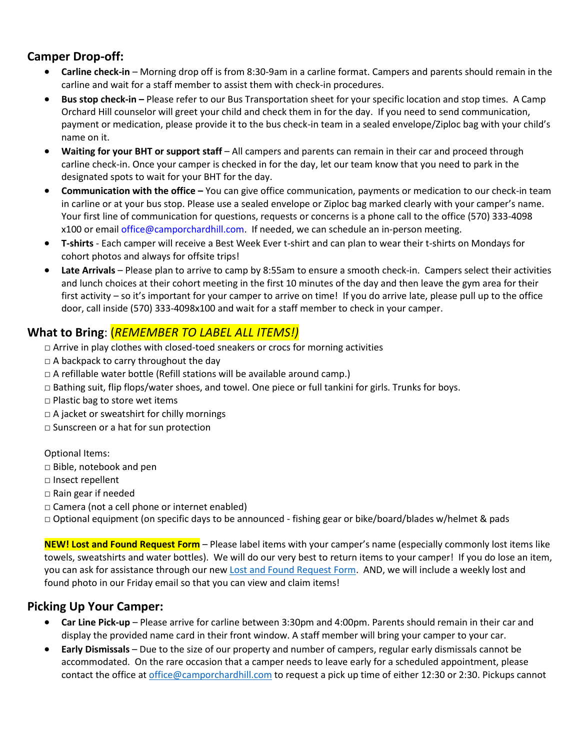## Camper Drop-off:

- **Carline check-in** – Morning drop off is from 8:30-9am in a carline format. Campers and parents should remain in the carline and wait for a staff member to assist them with check-in procedures.
- **Bus stop check-in –** Please refer to our Bus Transportation sheet for your specific location and stop times. A Camp Orchard Hill counselor will greet your child and check them in for the day. If you need to send communication, payment or medication, please provide it to the bus check-in team in a sealed envelope/Ziploc bag with your child's name on it.
- **Waiting for your BHT or support staff** – All campers and parents can remain in their car and proceed through carline check-in. Once your camper is checked in for the day, let our team know that you need to park in the designated spots to wait for your BHT for the day.
- **Communication with the office –** You can give office communication, payments or medication to our check-in team in carline or at your bus stop. Please use a sealed envelope or Ziploc bag marked clearly with your camper's name. Your first line of communication for questions, requests or concerns is a phone call to the office (570) 333-4098 x100 or email office@camporchardhill.com. If needed, we can schedule an in-person meeting.
- **T-shirts** - Each camper will receive a Best Week Ever t-shirt and can plan to wear their t-shirts on Mondays for cohort photos and always for offsite trips!
- **Late Arrivals** – Please plan to arrive to camp by 8:55am to ensure a smooth check-in. Campers select their activities and lunch choices at their cohort meeting in the first 10 minutes of the day and then leave the gym area for their first activity – so it's important for your camper to arrive on time! If you do arrive late, please pull up to the office door, call inside (570) 333-4098x100 and wait for a staff member to check in your camper.

## What to Bring: (*REMEMBER TO LABEL ALL ITEMS!)*

□ Arrive in play clothes with closed-toed sneakers or crocs for morning activities
□ A backpack to carry throughout the day
□ A refillable water bottle (Refill stations will be available around camp.)
□ Bathing suit, flip flops/water shoes, and towel. One piece or full tankini for girls. Trunks for boys.
□ Plastic bag to store wet items
□ A jacket or sweatshirt for chilly mornings
□ Sunscreen or a hat for sun protection

Optional Items:
□ Bible, notebook and pen
□ Insect repellent
□ Rain gear if needed
□ Camera (not a cell phone or internet enabled)
□ Optional equipment (on specific days to be announced - fishing gear or bike/board/blades w/helmet & pads

**NEW! Lost and Found Request Form** – Please label items with your camper's name (especially commonly lost items like towels, sweatshirts and water bottles). We will do our very best to return items to your camper! If you do lose an item, you can ask for assistance through our new Lost and Found Request Form. AND, we will include a weekly lost and found photo in our Friday email so that you can view and claim items!

## Picking Up Your Camper:

- **Car Line Pick-up** – Please arrive for carline between 3:30pm and 4:00pm. Parents should remain in their car and display the provided name card in their front window. A staff member will bring your camper to your car.
- **Early Dismissals** – Due to the size of our property and number of campers, regular early dismissals cannot be accommodated. On the rare occasion that a camper needs to leave early for a scheduled appointment, please contact the office at office@camporchardhill.com to request a pick up time of either 12:30 or 2:30. Pickups cannot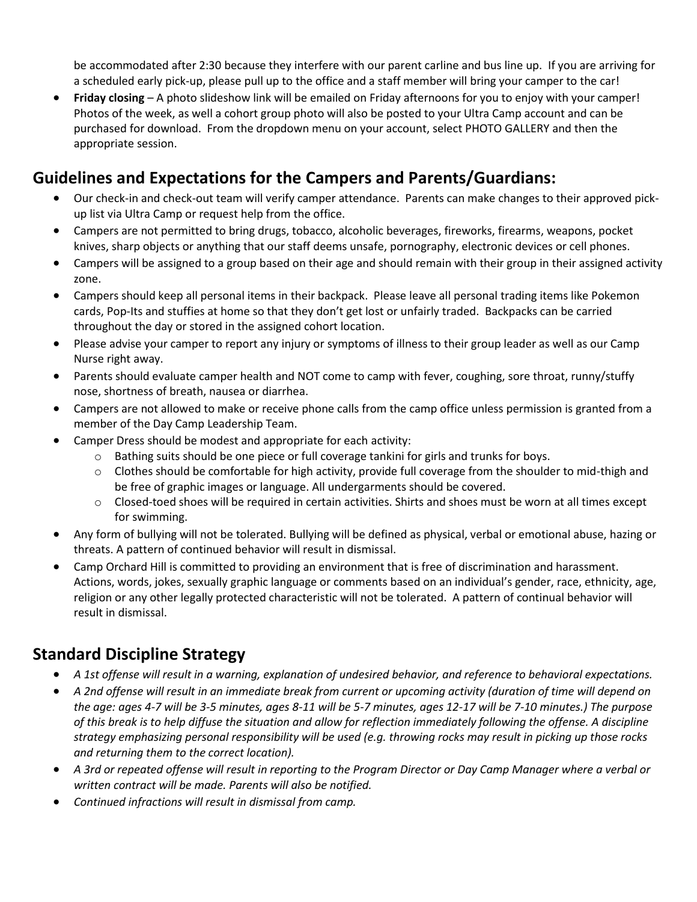be accommodated after 2:30 because they interfere with our parent carline and bus line up. If you are arriving for a scheduled early pick-up, please pull up to the office and a staff member will bring your camper to the car!

- **Friday closing** – A photo slideshow link will be emailed on Friday afternoons for you to enjoy with your camper! Photos of the week, as well a cohort group photo will also be posted to your Ultra Camp account and can be purchased for download. From the dropdown menu on your account, select PHOTO GALLERY and then the appropriate session.

## Guidelines and Expectations for the Campers and Parents/Guardians:

- Our check-in and check-out team will verify camper attendance. Parents can make changes to their approved pick-up list via Ultra Camp or request help from the office.
- Campers are not permitted to bring drugs, tobacco, alcoholic beverages, fireworks, firearms, weapons, pocket knives, sharp objects or anything that our staff deems unsafe, pornography, electronic devices or cell phones.
- Campers will be assigned to a group based on their age and should remain with their group in their assigned activity zone.
- Campers should keep all personal items in their backpack. Please leave all personal trading items like Pokemon cards, Pop-Its and stuffies at home so that they don't get lost or unfairly traded. Backpacks can be carried throughout the day or stored in the assigned cohort location.
- Please advise your camper to report any injury or symptoms of illness to their group leader as well as our Camp Nurse right away.
- Parents should evaluate camper health and NOT come to camp with fever, coughing, sore throat, runny/stuffy nose, shortness of breath, nausea or diarrhea.
- Campers are not allowed to make or receive phone calls from the camp office unless permission is granted from a member of the Day Camp Leadership Team.
- Camper Dress should be modest and appropriate for each activity:
  - Bathing suits should be one piece or full coverage tankini for girls and trunks for boys.
  - Clothes should be comfortable for high activity, provide full coverage from the shoulder to mid-thigh and be free of graphic images or language. All undergarments should be covered.
  - Closed-toed shoes will be required in certain activities. Shirts and shoes must be worn at all times except for swimming.
- Any form of bullying will not be tolerated. Bullying will be defined as physical, verbal or emotional abuse, hazing or threats. A pattern of continued behavior will result in dismissal.
- Camp Orchard Hill is committed to providing an environment that is free of discrimination and harassment. Actions, words, jokes, sexually graphic language or comments based on an individual's gender, race, ethnicity, age, religion or any other legally protected characteristic will not be tolerated. A pattern of continual behavior will result in dismissal.

## Standard Discipline Strategy

- *A 1st offense will result in a warning, explanation of undesired behavior, and reference to behavioral expectations.*
- *A 2nd offense will result in an immediate break from current or upcoming activity (duration of time will depend on the age: ages 4-7 will be 3-5 minutes, ages 8-11 will be 5-7 minutes, ages 12-17 will be 7-10 minutes.) The purpose of this break is to help diffuse the situation and allow for reflection immediately following the offense. A discipline strategy emphasizing personal responsibility will be used (e.g. throwing rocks may result in picking up those rocks and returning them to the correct location).*
- *A 3rd or repeated offense will result in reporting to the Program Director or Day Camp Manager where a verbal or written contract will be made. Parents will also be notified.*
- *Continued infractions will result in dismissal from camp.*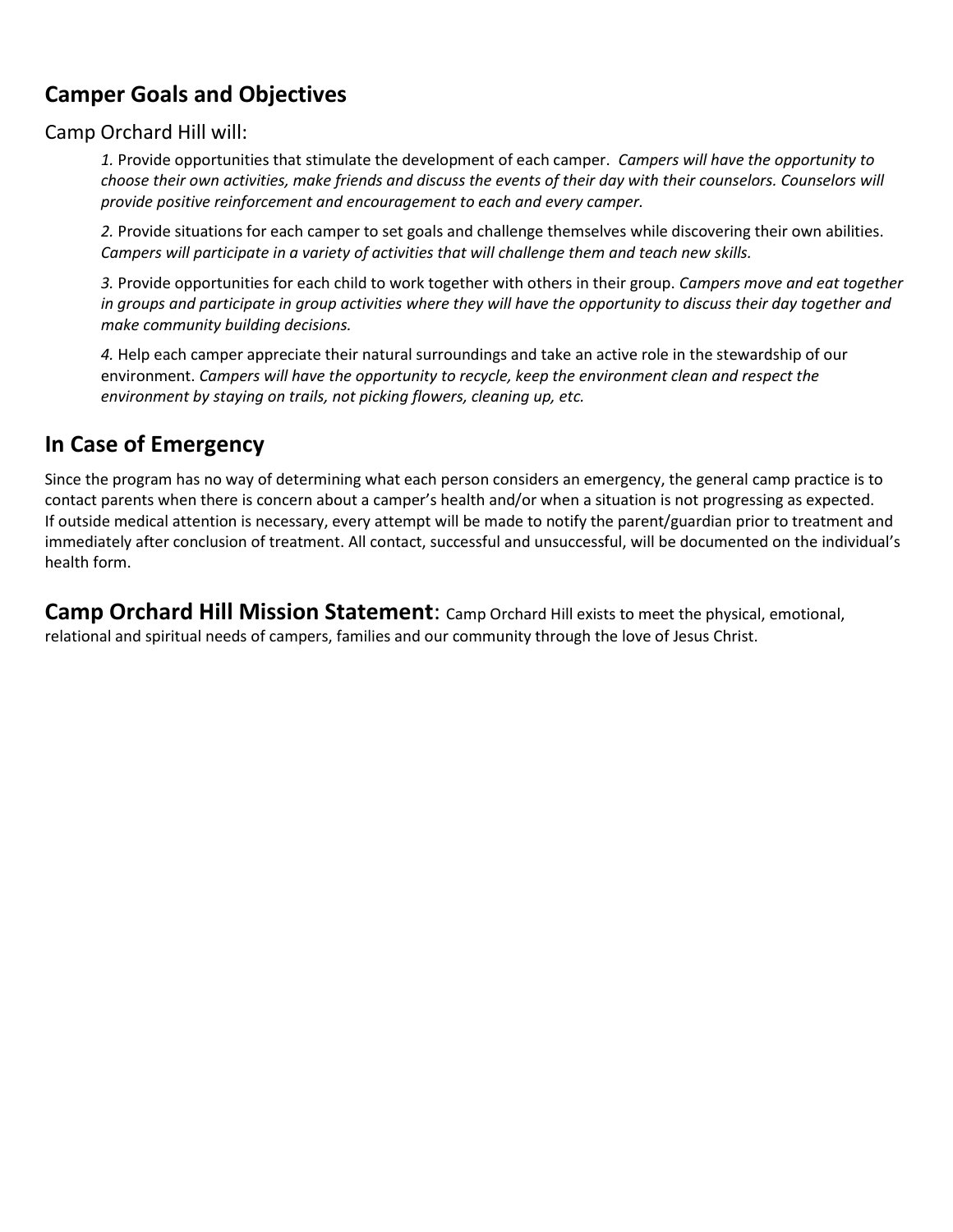## Camper Goals and Objectives

Camp Orchard Hill will:

*1.* Provide opportunities that stimulate the development of each camper. *Campers will have the opportunity to choose their own activities, make friends and discuss the events of their day with their counselors. Counselors will provide positive reinforcement and encouragement to each and every camper.*

*2.* Provide situations for each camper to set goals and challenge themselves while discovering their own abilities. *Campers will participate in a variety of activities that will challenge them and teach new skills.*

*3.* Provide opportunities for each child to work together with others in their group. *Campers move and eat together in groups and participate in group activities where they will have the opportunity to discuss their day together and make community building decisions.*

*4.* Help each camper appreciate their natural surroundings and take an active role in the stewardship of our environment. *Campers will have the opportunity to recycle, keep the environment clean and respect the environment by staying on trails, not picking flowers, cleaning up, etc.*

## In Case of Emergency

Since the program has no way of determining what each person considers an emergency, the general camp practice is to contact parents when there is concern about a camper's health and/or when a situation is not progressing as expected. If outside medical attention is necessary, every attempt will be made to notify the parent/guardian prior to treatment and immediately after conclusion of treatment. All contact, successful and unsuccessful, will be documented on the individual's health form.

**Camp Orchard Hill Mission Statement**: Camp Orchard Hill exists to meet the physical, emotional, relational and spiritual needs of campers, families and our community through the love of Jesus Christ.